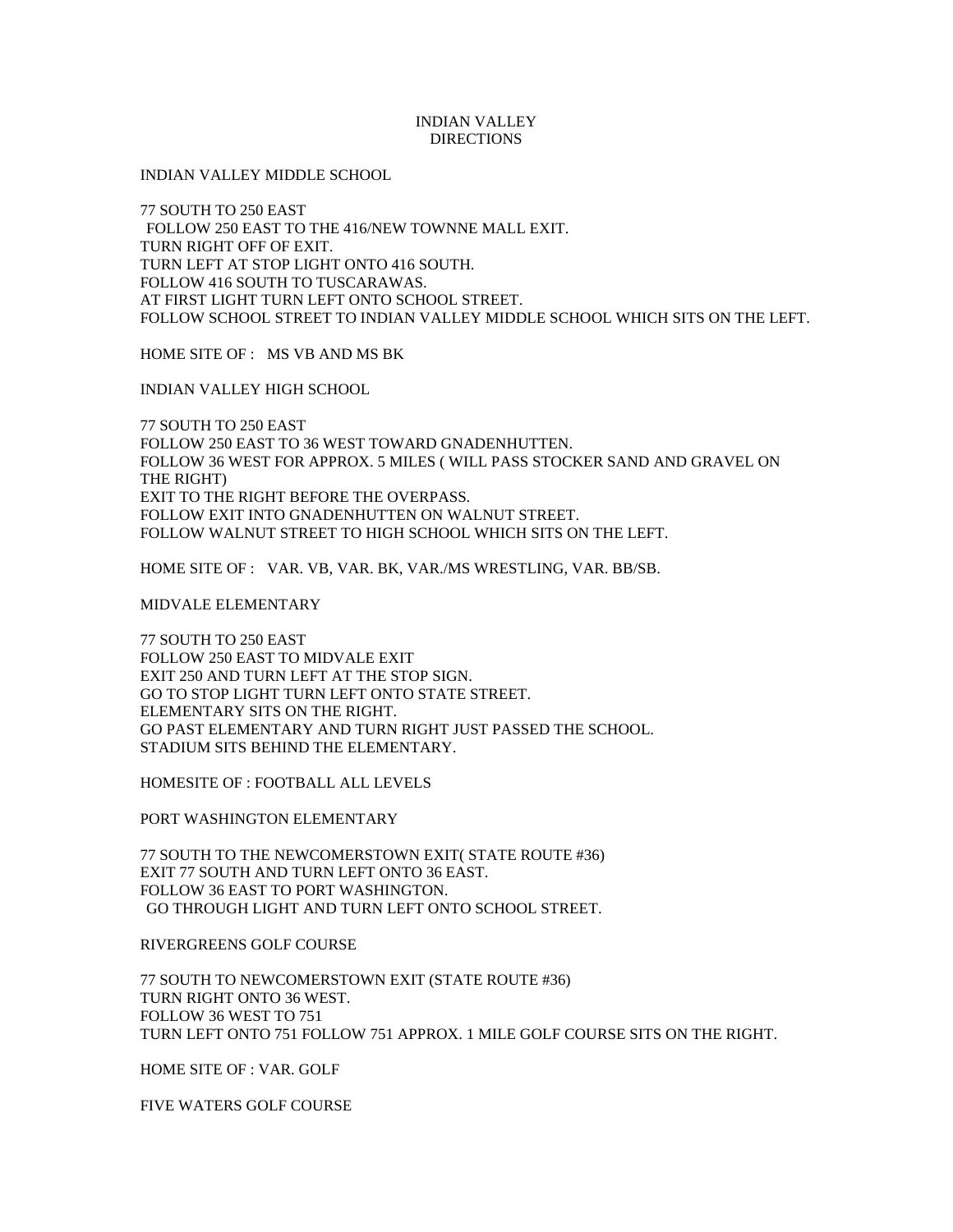# INDIAN VALLEY
# DIRECTIONS

## INDIAN VALLEY MIDDLE SCHOOL

77 SOUTH TO 250 EAST
FOLLOW 250 EAST TO THE 416/NEW TOWNNE MALL EXIT.
TURN RIGHT OFF OF EXIT.
TURN LEFT AT STOP LIGHT ONTO 416 SOUTH.
FOLLOW 416 SOUTH TO TUSCARAWAS.
AT FIRST LIGHT TURN LEFT ONTO SCHOOL STREET.
FOLLOW SCHOOL STREET TO INDIAN VALLEY MIDDLE SCHOOL WHICH SITS ON THE LEFT.

HOME SITE OF : MS VB AND MS BK

## INDIAN VALLEY HIGH SCHOOL

77 SOUTH TO 250 EAST
FOLLOW 250 EAST TO 36 WEST TOWARD GNADENHUTTEN.
FOLLOW 36 WEST FOR APPROX. 5 MILES ( WILL PASS STOCKER SAND AND GRAVEL ON THE RIGHT)
EXIT TO THE RIGHT BEFORE THE OVERPASS.
FOLLOW EXIT INTO GNADENHUTTEN ON WALNUT STREET.
FOLLOW WALNUT STREET TO HIGH SCHOOL WHICH SITS ON THE LEFT.

HOME SITE OF : VAR. VB, VAR. BK, VAR./MS WRESTLING, VAR. BB/SB.

## MIDVALE ELEMENTARY

77 SOUTH TO 250 EAST
FOLLOW 250 EAST TO MIDVALE EXIT
EXIT 250 AND TURN LEFT AT THE STOP SIGN.
GO TO STOP LIGHT TURN LEFT ONTO STATE STREET.
ELEMENTARY SITS ON THE RIGHT.
GO PAST ELEMENTARY AND TURN RIGHT JUST PASSED THE SCHOOL.
STADIUM SITS BEHIND THE ELEMENTARY.

HOMESITE OF : FOOTBALL ALL LEVELS

## PORT WASHINGTON ELEMENTARY

77 SOUTH TO THE NEWCOMERSTOWN EXIT( STATE ROUTE #36)
EXIT 77 SOUTH AND TURN LEFT ONTO 36 EAST.
FOLLOW 36 EAST TO PORT WASHINGTON.
GO THROUGH LIGHT AND TURN LEFT ONTO SCHOOL STREET.

## RIVERGREENS GOLF COURSE

77 SOUTH TO NEWCOMERSTOWN EXIT (STATE ROUTE #36)
TURN RIGHT ONTO 36 WEST.
FOLLOW 36 WEST TO 751
TURN LEFT ONTO 751 FOLLOW 751 APPROX. 1 MILE GOLF COURSE SITS ON THE RIGHT.

HOME SITE OF : VAR. GOLF

## FIVE WATERS GOLF COURSE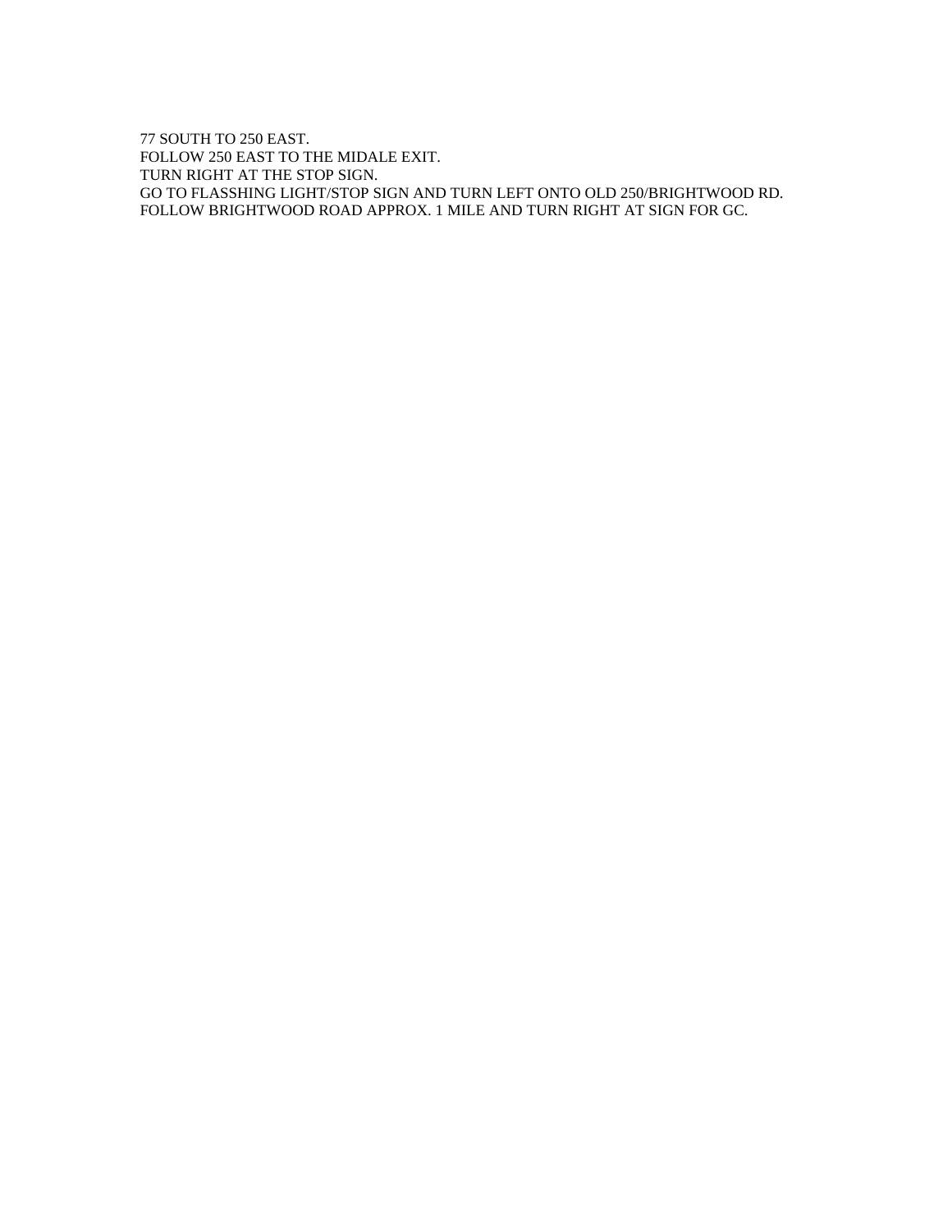77 SOUTH TO 250 EAST.
FOLLOW 250 EAST TO THE MIDALE EXIT.
TURN RIGHT AT THE STOP SIGN.
GO TO FLASSHING LIGHT/STOP SIGN AND TURN LEFT ONTO OLD 250/BRIGHTWOOD RD.
FOLLOW BRIGHTWOOD ROAD APPROX. 1 MILE AND TURN RIGHT AT SIGN FOR GC.